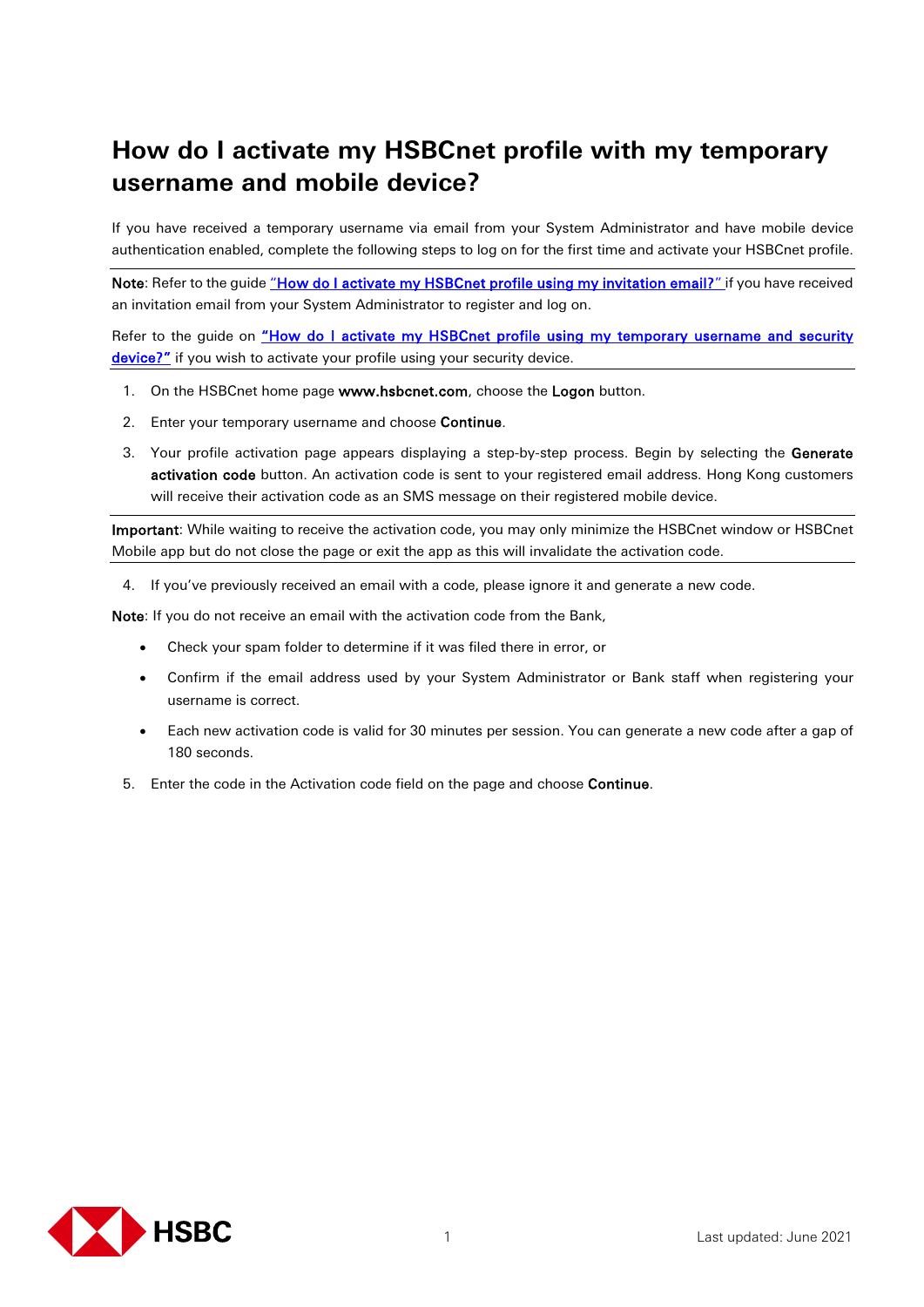# How do I activate my HSBCnet profile with my temporary username and mobile device?

If you have received a temporary username via email from your System Administrator and have mobile device authentication enabled, complete the following steps to log on for the first time and activate your HSBCnet profile.

**Note**: Refer to the guide "How do I activate my HSBCnet profile using my invitation email?" if you have received an invitation email from your System Administrator to register and log on.

Refer to the guide on **"How do I activate my HSBCnet profile using my temporary username and security device?"** if you wish to activate your profile using your security device.

1. On the HSBCnet home page **www.hsbcnet.com**, choose the **Logon** button.
2. Enter your temporary username and choose **Continue**.
3. Your profile activation page appears displaying a step-by-step process. Begin by selecting the **Generate activation code** button. An activation code is sent to your registered email address. Hong Kong customers will receive their activation code as an SMS message on their registered mobile device.

**Important**: While waiting to receive the activation code, you may only minimize the HSBCnet window or HSBCnet Mobile app but do not close the page or exit the app as this will invalidate the activation code.

4. If you've previously received an email with a code, please ignore it and generate a new code.

**Note**: If you do not receive an email with the activation code from the Bank,

- Check your spam folder to determine if it was filed there in error, or
- Confirm if the email address used by your System Administrator or Bank staff when registering your username is correct.
- Each new activation code is valid for 30 minutes per session. You can generate a new code after a gap of 180 seconds.

5. Enter the code in the Activation code field on the page and choose **Continue**.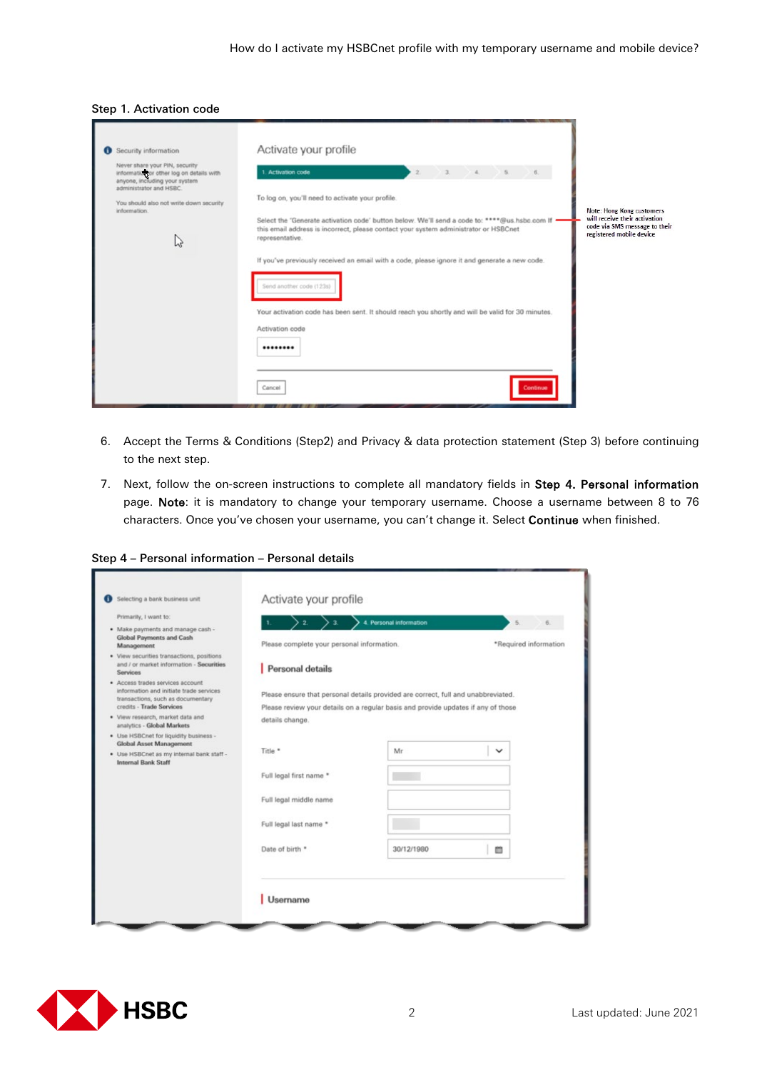Step 1. Activation code

6. Accept the Terms & Conditions (Step2) and Privacy & data protection statement (Step 3) before continuing to the next step.

7. Next, follow the on-screen instructions to complete all mandatory fields in **Step 4. Personal information** page. **Note**: it is mandatory to change your temporary username. Choose a username between 8 to 76 characters. Once you've chosen your username, you can't change it. Select **Continue** when finished.

Step 4 – Personal information – Personal details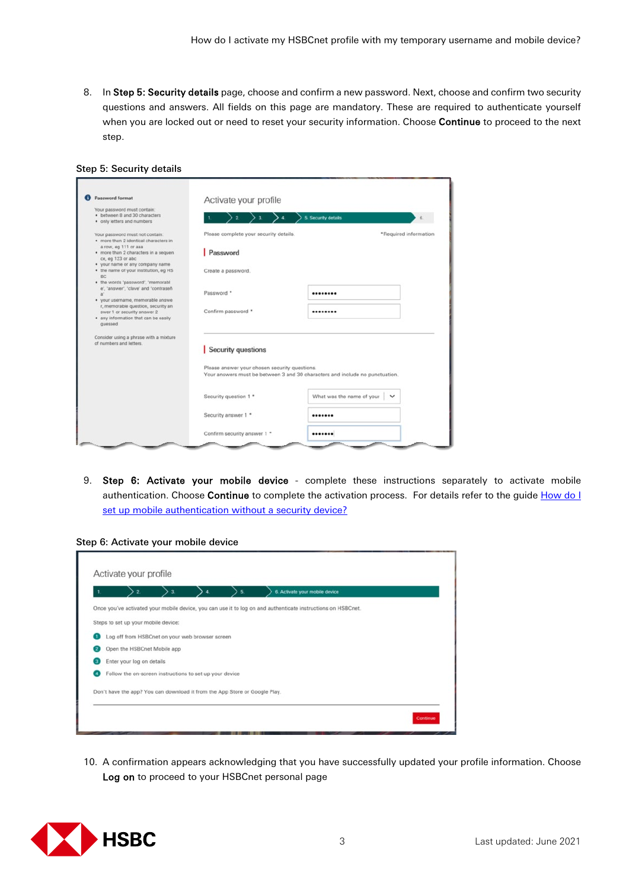8. In **Step 5: Security details** page, choose and confirm a new password. Next, choose and confirm two security questions and answers. All fields on this page are mandatory. These are required to authenticate yourself when you are locked out or need to reset your security information. Choose **Continue** to proceed to the next step.

Step 5: Security details

9. **Step 6: Activate your mobile device** - complete these instructions separately to activate mobile authentication. Choose **Continue** to complete the activation process. For details refer to the guide [How do I set up mobile authentication without a security device?]()

Step 6: Activate your mobile device

10. A confirmation appears acknowledging that you have successfully updated your profile information. Choose **Log on** to proceed to your HSBCnet personal page

Last updated: June 2021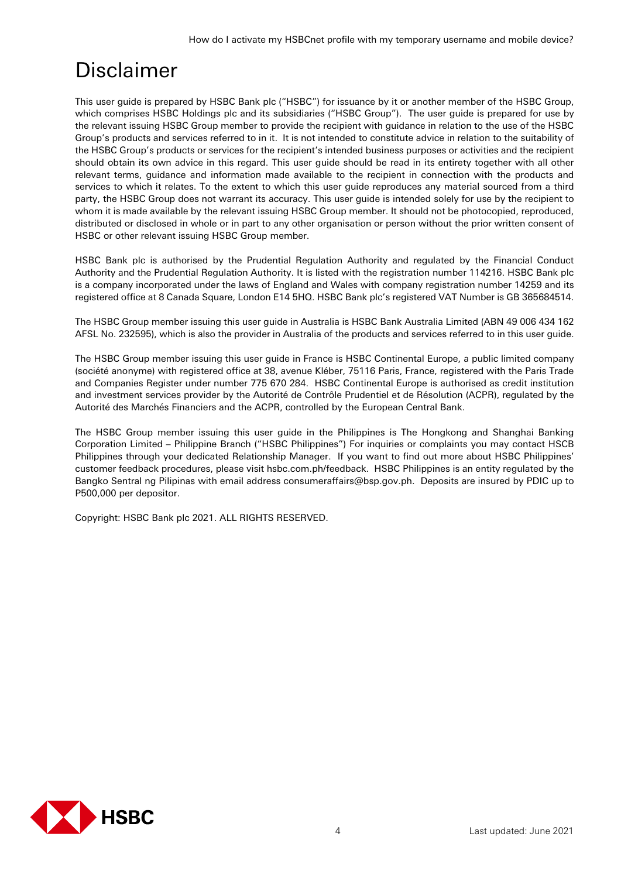# Disclaimer

This user guide is prepared by HSBC Bank plc ("HSBC") for issuance by it or another member of the HSBC Group, which comprises HSBC Holdings plc and its subsidiaries ("HSBC Group"). The user guide is prepared for use by the relevant issuing HSBC Group member to provide the recipient with guidance in relation to the use of the HSBC Group's products and services referred to in it. It is not intended to constitute advice in relation to the suitability of the HSBC Group's products or services for the recipient's intended business purposes or activities and the recipient should obtain its own advice in this regard. This user guide should be read in its entirety together with all other relevant terms, guidance and information made available to the recipient in connection with the products and services to which it relates. To the extent to which this user guide reproduces any material sourced from a third party, the HSBC Group does not warrant its accuracy. This user guide is intended solely for use by the recipient to whom it is made available by the relevant issuing HSBC Group member. It should not be photocopied, reproduced, distributed or disclosed in whole or in part to any other organisation or person without the prior written consent of HSBC or other relevant issuing HSBC Group member.

HSBC Bank plc is authorised by the Prudential Regulation Authority and regulated by the Financial Conduct Authority and the Prudential Regulation Authority. It is listed with the registration number 114216. HSBC Bank plc is a company incorporated under the laws of England and Wales with company registration number 14259 and its registered office at 8 Canada Square, London E14 5HQ. HSBC Bank plc's registered VAT Number is GB 365684514.

The HSBC Group member issuing this user guide in Australia is HSBC Bank Australia Limited (ABN 49 006 434 162 AFSL No. 232595), which is also the provider in Australia of the products and services referred to in this user guide.

The HSBC Group member issuing this user guide in France is HSBC Continental Europe, a public limited company (société anonyme) with registered office at 38, avenue Kléber, 75116 Paris, France, registered with the Paris Trade and Companies Register under number 775 670 284. HSBC Continental Europe is authorised as credit institution and investment services provider by the Autorité de Contrôle Prudentiel et de Résolution (ACPR), regulated by the Autorité des Marchés Financiers and the ACPR, controlled by the European Central Bank.

The HSBC Group member issuing this user guide in the Philippines is The Hongkong and Shanghai Banking Corporation Limited – Philippine Branch ("HSBC Philippines") For inquiries or complaints you may contact HSCB Philippines through your dedicated Relationship Manager. If you want to find out more about HSBC Philippines' customer feedback procedures, please visit hsbc.com.ph/feedback. HSBC Philippines is an entity regulated by the Bangko Sentral ng Pilipinas with email address consumeraffairs@bsp.gov.ph. Deposits are insured by PDIC up to P500,000 per depositor.

Copyright: HSBC Bank plc 2021. ALL RIGHTS RESERVED.